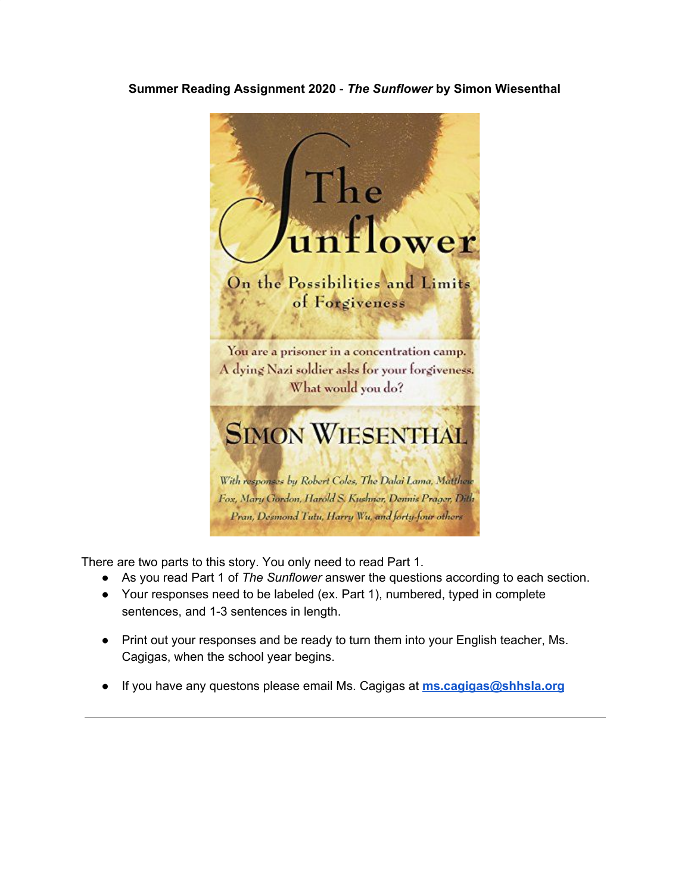**Summary Reading Assignment 2020** - ***The Sunflower*** **by Simon Wiesenthal**

There are two parts to this story. You only need to read Part 1.

- As you read Part 1 of *The Sunflower* answer the questions according to each section.
- Your responses need to be labeled (ex. Part 1), numbered, typed in complete sentences, and 1-3 sentences in length.
- Print out your responses and be ready to turn them into your English teacher, Ms. Cagigas, when the school year begins.
- If you have any questons please email Ms. Cagigas at **ms.cagigas@shhsla.org**

---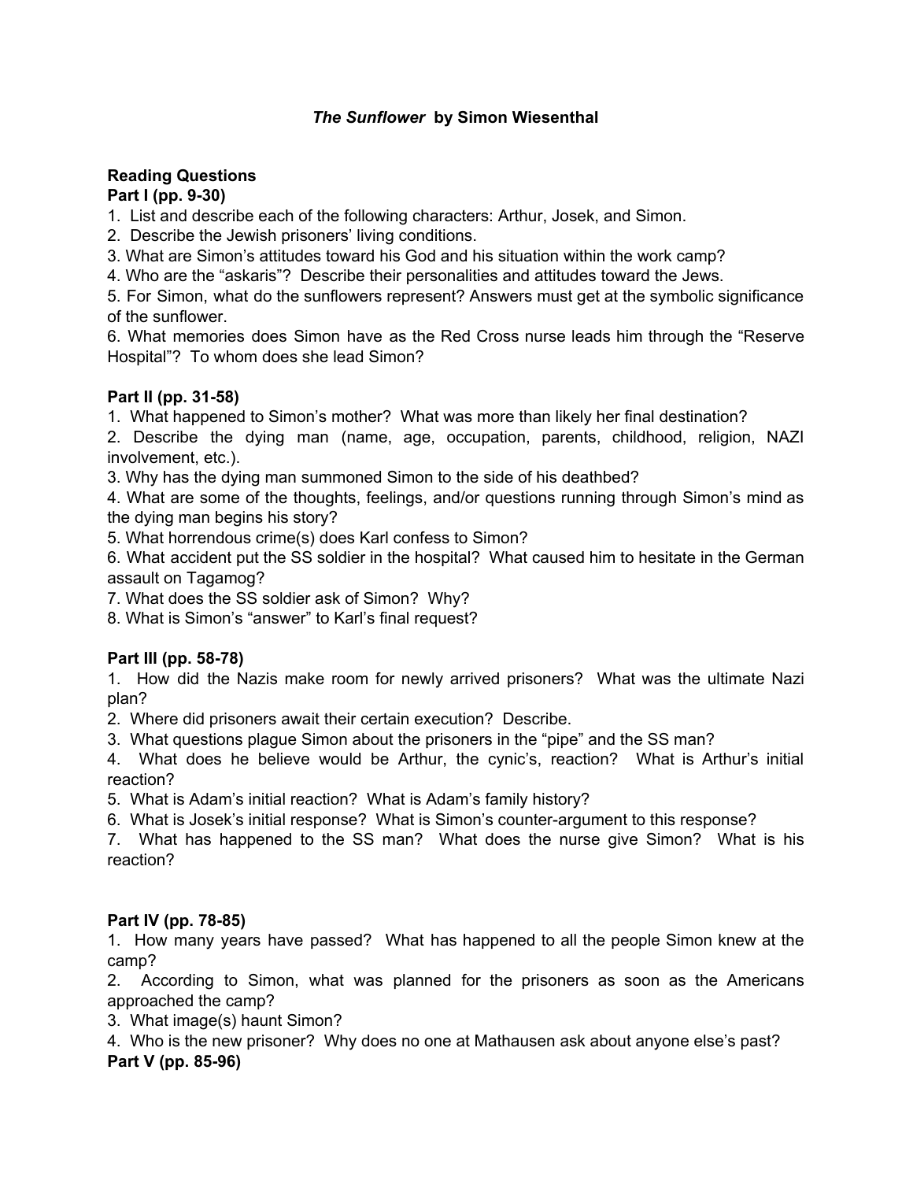## *The Sunflower* by Simon Wiesenthal

### Reading Questions

**Part I (pp. 9-30)**

1. List and describe each of the following characters: Arthur, Josek, and Simon.
2. Describe the Jewish prisoners' living conditions.
3. What are Simon's attitudes toward his God and his situation within the work camp?
4. Who are the "askaris"? Describe their personalities and attitudes toward the Jews.
5. For Simon, what do the sunflowers represent? Answers must get at the symbolic significance of the sunflower.
6. What memories does Simon have as the Red Cross nurse leads him through the "Reserve Hospital"? To whom does she lead Simon?

**Part II (pp. 31-58)**

1. What happened to Simon's mother? What was more than likely her final destination?
2. Describe the dying man (name, age, occupation, parents, childhood, religion, NAZI involvement, etc.).
3. Why has the dying man summoned Simon to the side of his deathbed?
4. What are some of the thoughts, feelings, and/or questions running through Simon's mind as the dying man begins his story?
5. What horrendous crime(s) does Karl confess to Simon?
6. What accident put the SS soldier in the hospital? What caused him to hesitate in the German assault on Tagamog?
7. What does the SS soldier ask of Simon? Why?
8. What is Simon's "answer" to Karl's final request?

**Part III (pp. 58-78)**

1. How did the Nazis make room for newly arrived prisoners? What was the ultimate Nazi plan?
2. Where did prisoners await their certain execution? Describe.
3. What questions plague Simon about the prisoners in the "pipe" and the SS man?
4. What does he believe would be Arthur, the cynic's, reaction? What is Arthur's initial reaction?
5. What is Adam's initial reaction? What is Adam's family history?
6. What is Josek's initial response? What is Simon's counter-argument to this response?
7. What has happened to the SS man? What does the nurse give Simon? What is his reaction?

**Part IV (pp. 78-85)**

1. How many years have passed? What has happened to all the people Simon knew at the camp?
2. According to Simon, what was planned for the prisoners as soon as the Americans approached the camp?
3. What image(s) haunt Simon?
4. Who is the new prisoner? Why does no one at Mathausen ask about anyone else's past?

**Part V (pp. 85-96)**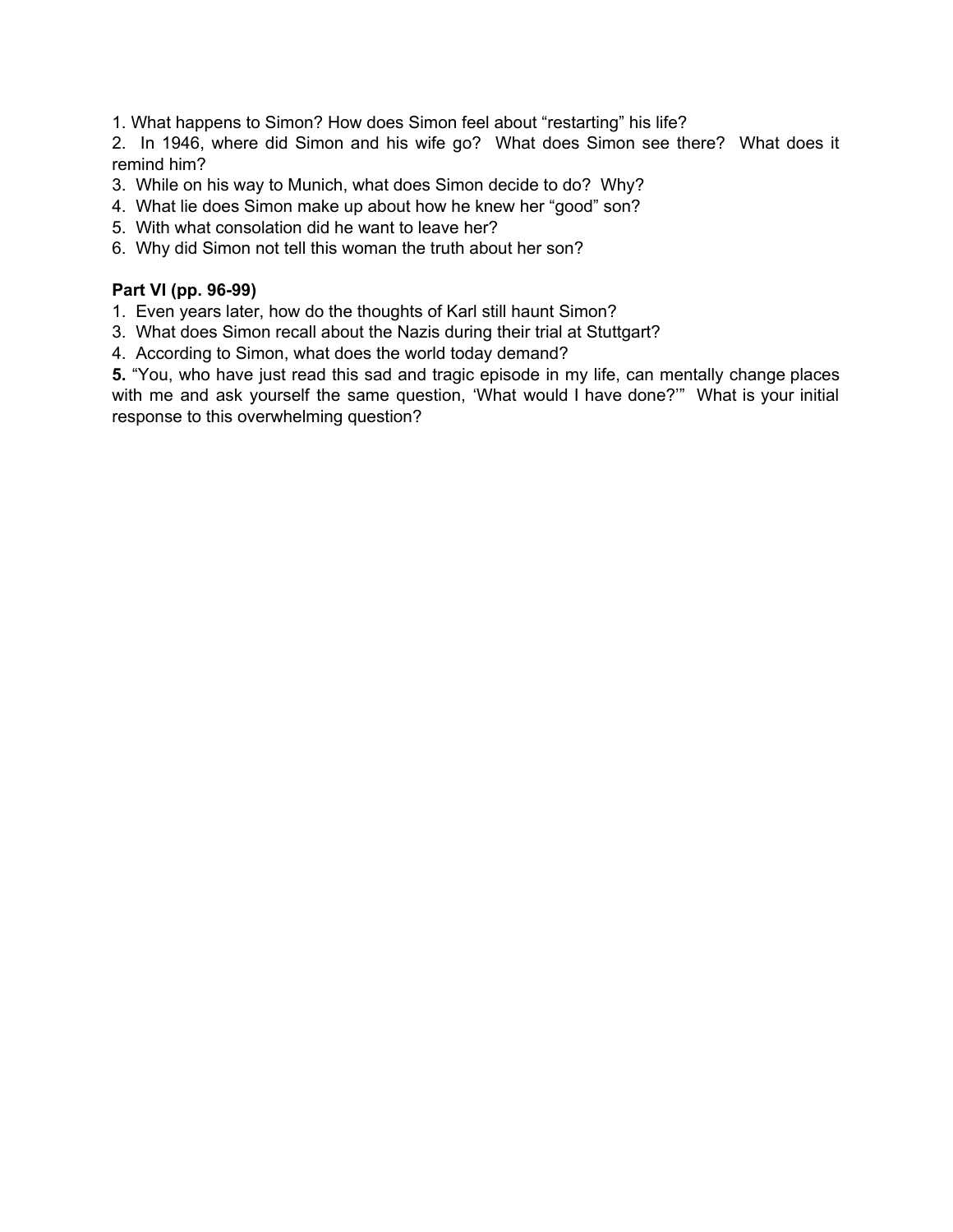1. What happens to Simon? How does Simon feel about “restarting” his life?
2. In 1946, where did Simon and his wife go? What does Simon see there? What does it remind him?
3. While on his way to Munich, what does Simon decide to do? Why?
4. What lie does Simon make up about how he knew her “good” son?
5. With what consolation did he want to leave her?
6. Why did Simon not tell this woman the truth about her son?

**Part VI (pp. 96-99)**

1. Even years later, how do the thoughts of Karl still haunt Simon?
3. What does Simon recall about the Nazis during their trial at Stuttgart?
4. According to Simon, what does the world today demand?

**5.** “You, who have just read this sad and tragic episode in my life, can mentally change places with me and ask yourself the same question, ‘What would I have done?’” What is your initial response to this overwhelming question?